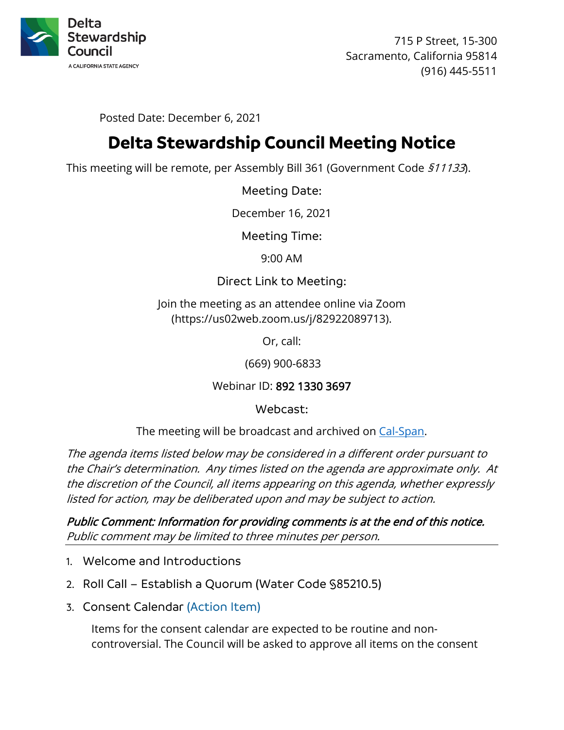Delta Stewardship Council
A CALIFORNIA STATE AGENCY

715 P Street, 15-300
Sacramento, California 95814
(916) 445-5511

Posted Date: December 6, 2021

# Delta Stewardship Council Meeting Notice

This meeting will be remote, per Assembly Bill 361 (Government Code *§11133*).

### Meeting Date:

December 16, 2021

### Meeting Time:

9:00 AM

### Direct Link to Meeting:

Join the meeting as an attendee online via Zoom (https://us02web.zoom.us/j/82922089713).

Or, call:

(669) 900-6833

Webinar ID: 892 1330 3697

### Webcast:

The meeting will be broadcast and archived on [Cal-Span](Cal-Span).

*The agenda items listed below may be considered in a different order pursuant to the Chair's determination. Any times listed on the agenda are approximate only. At the discretion of the Council, all items appearing on this agenda, whether expressly listed for action, may be deliberated upon and may be subject to action.*

***Public Comment: Information for providing comments is at the end of this notice.***
*Public comment may be limited to three minutes per person.*

---

1. Welcome and Introductions
2. Roll Call – Establish a Quorum (Water Code §85210.5)
3. Consent Calendar (Action Item)

   Items for the consent calendar are expected to be routine and non-controversial. The Council will be asked to approve all items on the consent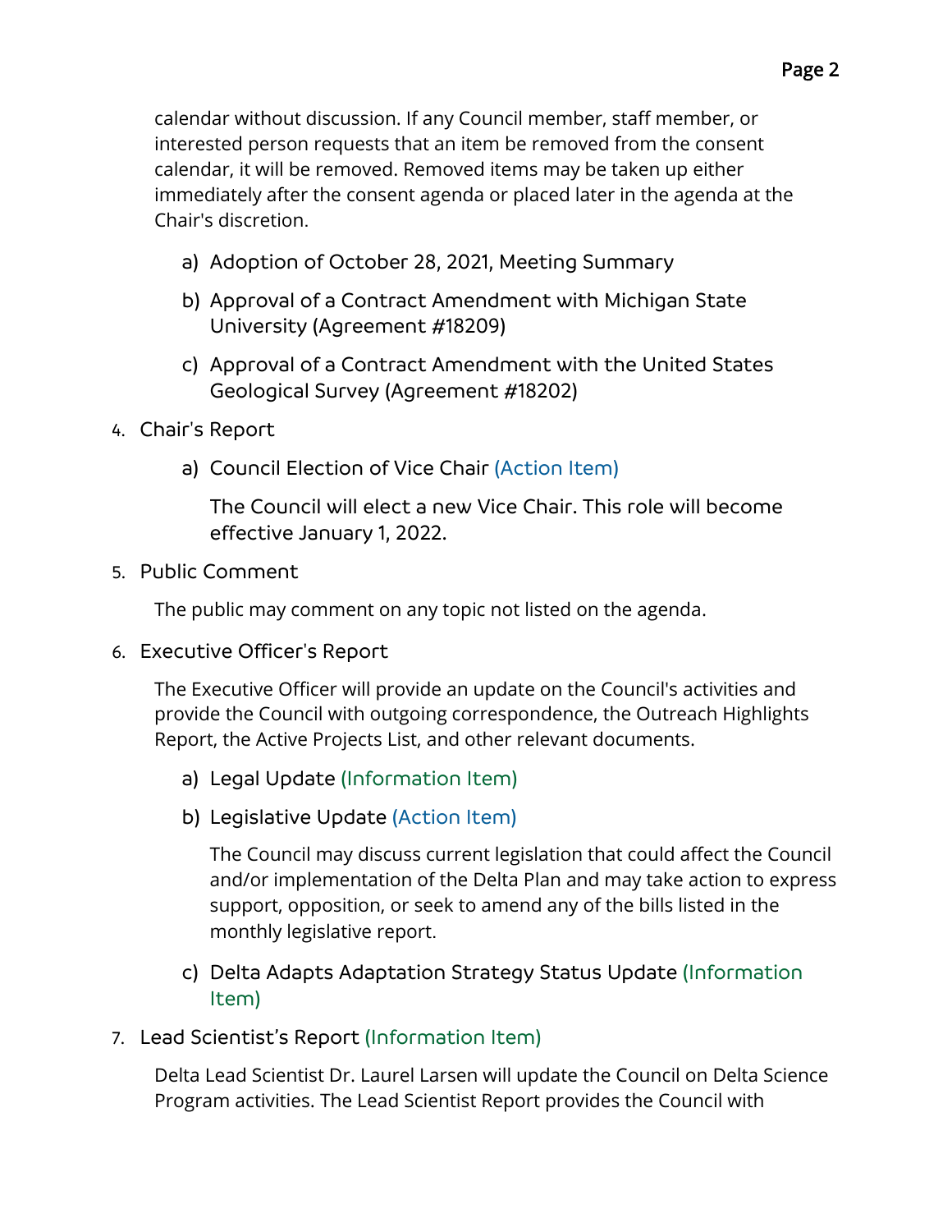calendar without discussion. If any Council member, staff member, or interested person requests that an item be removed from the consent calendar, it will be removed. Removed items may be taken up either immediately after the consent agenda or placed later in the agenda at the Chair's discretion.

a) Adoption of October 28, 2021, Meeting Summary

b) Approval of a Contract Amendment with Michigan State University (Agreement #18209)

c) Approval of a Contract Amendment with the United States Geological Survey (Agreement #18202)

4. Chair's Report

   a) Council Election of Vice Chair (Action Item)

   The Council will elect a new Vice Chair. This role will become effective January 1, 2022.

5. Public Comment

   The public may comment on any topic not listed on the agenda.

6. Executive Officer's Report

   The Executive Officer will provide an update on the Council's activities and provide the Council with outgoing correspondence, the Outreach Highlights Report, the Active Projects List, and other relevant documents.

   a) Legal Update (Information Item)

   b) Legislative Update (Action Item)

   The Council may discuss current legislation that could affect the Council and/or implementation of the Delta Plan and may take action to express support, opposition, or seek to amend any of the bills listed in the monthly legislative report.

   c) Delta Adapts Adaptation Strategy Status Update (Information Item)

7. Lead Scientist's Report (Information Item)

   Delta Lead Scientist Dr. Laurel Larsen will update the Council on Delta Science Program activities. The Lead Scientist Report provides the Council with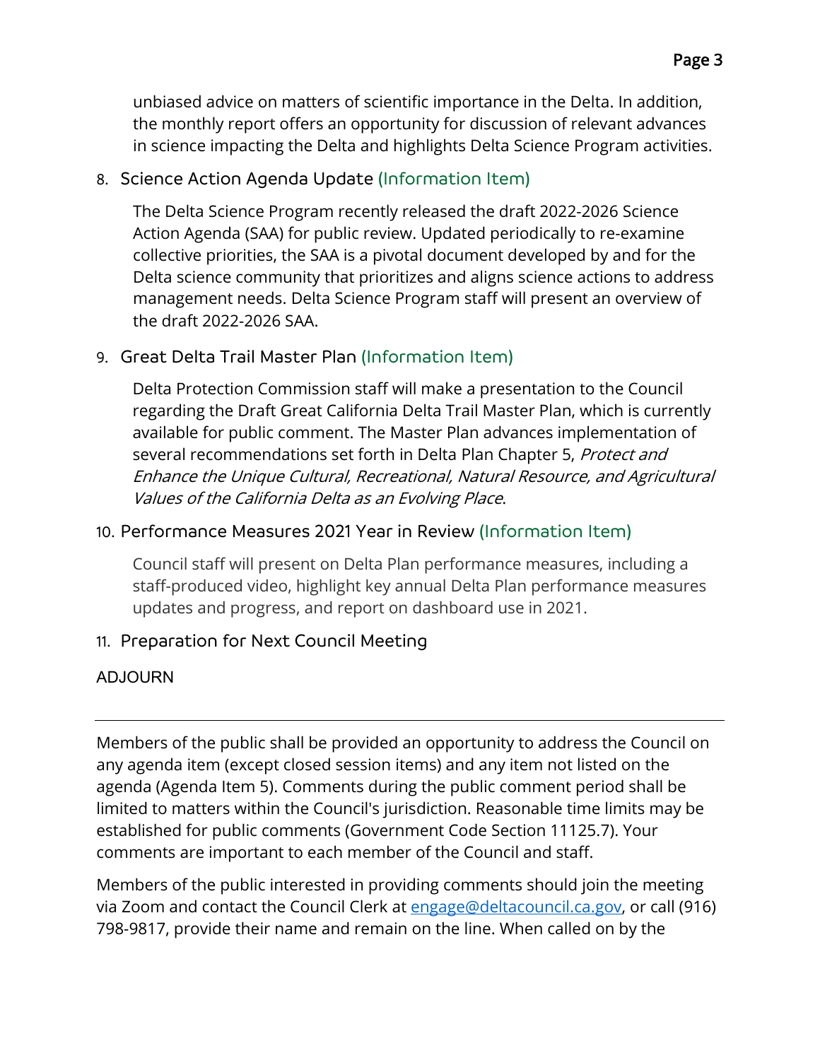unbiased advice on matters of scientific importance in the Delta. In addition, the monthly report offers an opportunity for discussion of relevant advances in science impacting the Delta and highlights Delta Science Program activities.

8. Science Action Agenda Update (Information Item)

   The Delta Science Program recently released the draft 2022-2026 Science Action Agenda (SAA) for public review. Updated periodically to re-examine collective priorities, the SAA is a pivotal document developed by and for the Delta science community that prioritizes and aligns science actions to address management needs. Delta Science Program staff will present an overview of the draft 2022-2026 SAA.

9. Great Delta Trail Master Plan (Information Item)

   Delta Protection Commission staff will make a presentation to the Council regarding the Draft Great California Delta Trail Master Plan, which is currently available for public comment. The Master Plan advances implementation of several recommendations set forth in Delta Plan Chapter 5, *Protect and Enhance the Unique Cultural, Recreational, Natural Resource, and Agricultural Values of the California Delta as an Evolving Place*.

10. Performance Measures 2021 Year in Review (Information Item)

    Council staff will present on Delta Plan performance measures, including a staff-produced video, highlight key annual Delta Plan performance measures updates and progress, and report on dashboard use in 2021.

11. Preparation for Next Council Meeting

ADJOURN

---

Members of the public shall be provided an opportunity to address the Council on any agenda item (except closed session items) and any item not listed on the agenda (Agenda Item 5). Comments during the public comment period shall be limited to matters within the Council's jurisdiction. Reasonable time limits may be established for public comments (Government Code Section 11125.7). Your comments are important to each member of the Council and staff.

Members of the public interested in providing comments should join the meeting via Zoom and contact the Council Clerk at [engage@deltacouncil.ca.gov](mailto:engage@deltacouncil.ca.gov), or call (916) 798-9817, provide their name and remain on the line. When called on by the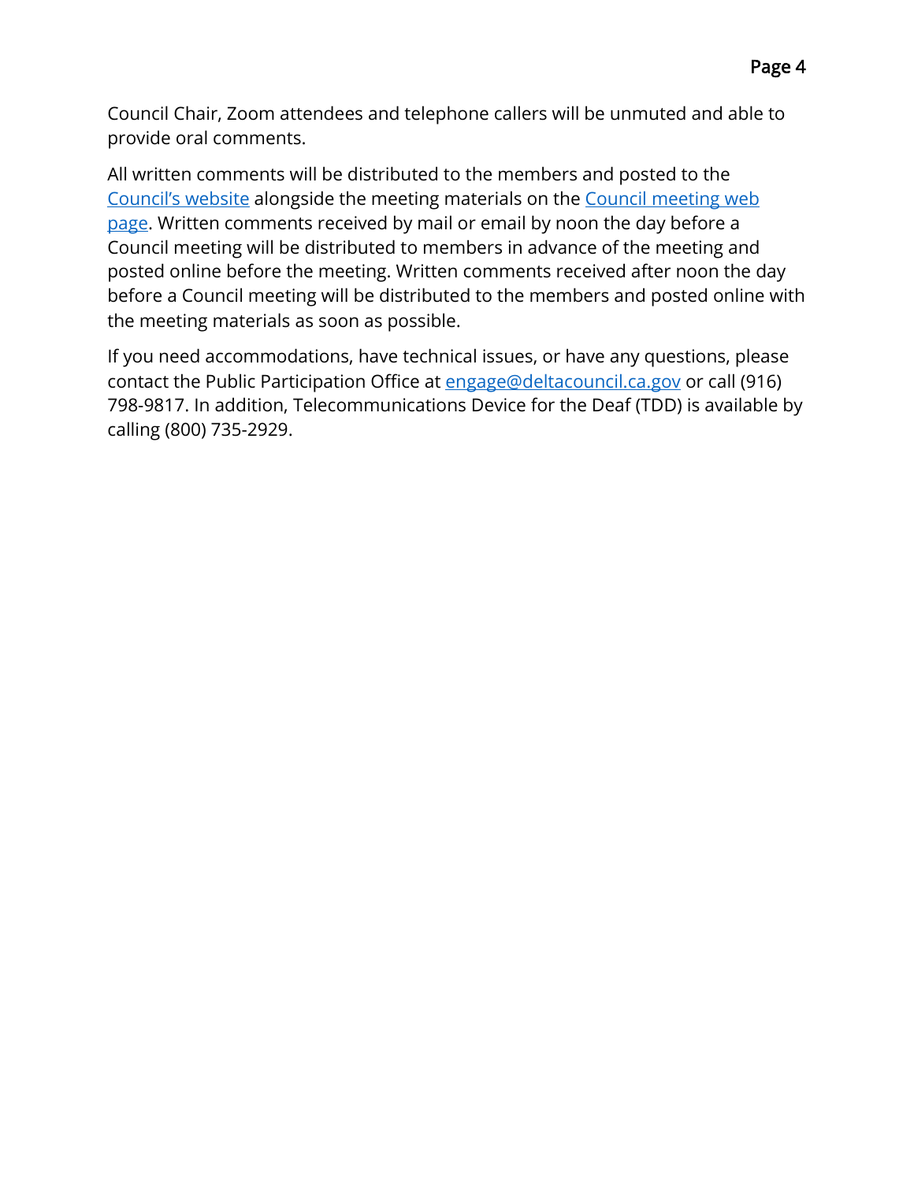Council Chair, Zoom attendees and telephone callers will be unmuted and able to provide oral comments.

All written comments will be distributed to the members and posted to the Council's website alongside the meeting materials on the Council meeting web page. Written comments received by mail or email by noon the day before a Council meeting will be distributed to members in advance of the meeting and posted online before the meeting. Written comments received after noon the day before a Council meeting will be distributed to the members and posted online with the meeting materials as soon as possible.

If you need accommodations, have technical issues, or have any questions, please contact the Public Participation Office at engage@deltacouncil.ca.gov or call (916) 798-9817. In addition, Telecommunications Device for the Deaf (TDD) is available by calling (800) 735-2929.